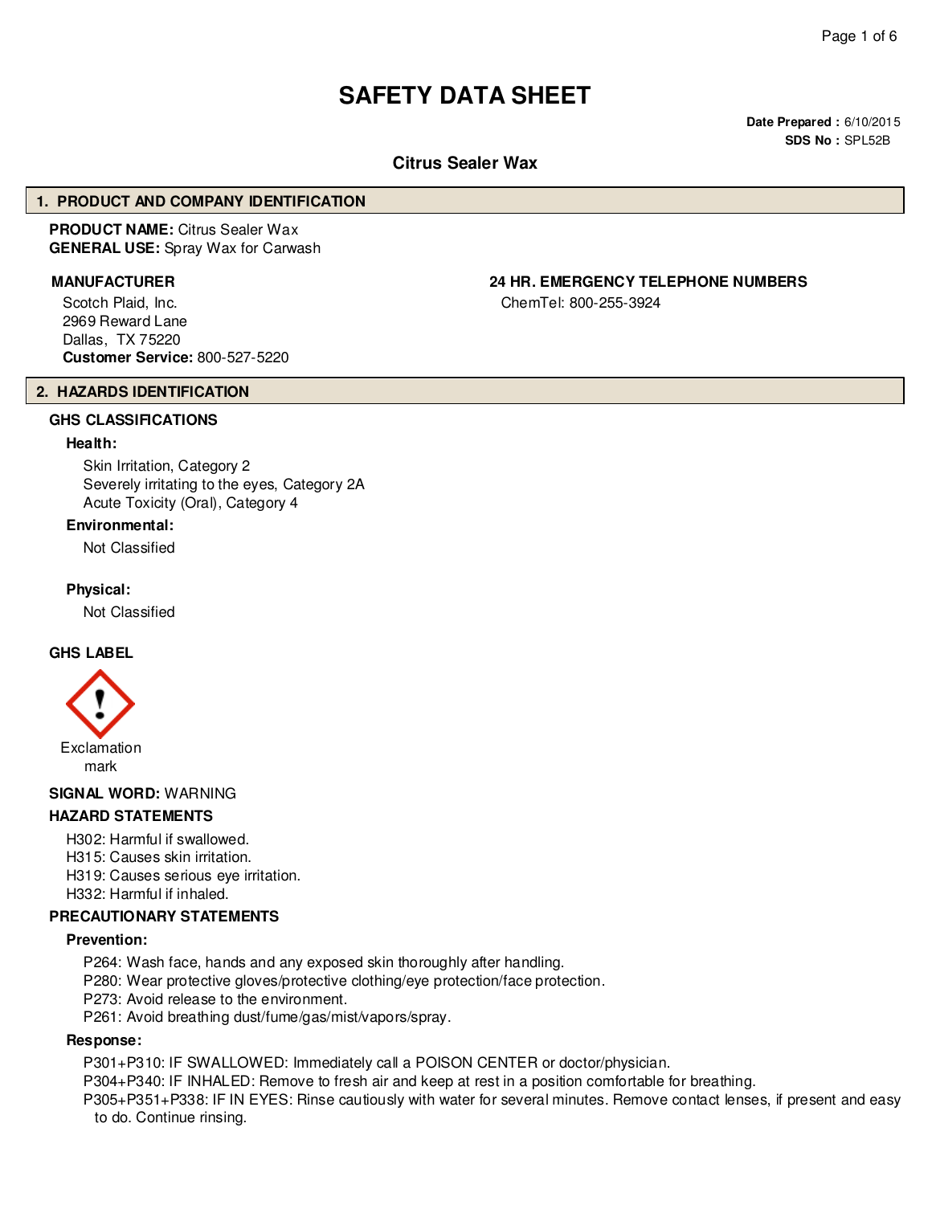# SAFETY DATA SHEET

**Date Prepared :** 6/10/2015
**SDS No :** SPL52B

## Citrus Sealer Wax

## 1. PRODUCT AND COMPANY IDENTIFICATION

**PRODUCT NAME:** Citrus Sealer Wax
**GENERAL USE:** Spray Wax for Carwash

**MANUFACTURER**

Scotch Plaid, Inc.
2969 Reward Lane
Dallas, TX 75220
**Customer Service:** 800-527-5220

**24 HR. EMERGENCY TELEPHONE NUMBERS**

ChemTel: 800-255-3924

## 2. HAZARDS IDENTIFICATION

### GHS CLASSIFICATIONS

**Health:**

Skin Irritation, Category 2
Severely irritating to the eyes, Category 2A
Acute Toxicity (Oral), Category 4

**Environmental:**

Not Classified

**Physical:**

Not Classified

### GHS LABEL

Exclamation mark

**SIGNAL WORD:** WARNING

### HAZARD STATEMENTS

H302: Harmful if swallowed.
H315: Causes skin irritation.
H319: Causes serious eye irritation.
H332: Harmful if inhaled.

### PRECAUTIONARY STATEMENTS

**Prevention:**

P264: Wash face, hands and any exposed skin thoroughly after handling.
P280: Wear protective gloves/protective clothing/eye protection/face protection.
P273: Avoid release to the environment.
P261: Avoid breathing dust/fume/gas/mist/vapors/spray.

**Response:**

P301+P310: IF SWALLOWED: Immediately call a POISON CENTER or doctor/physician.
P304+P340: IF INHALED: Remove to fresh air and keep at rest in a position comfortable for breathing.
P305+P351+P338: IF IN EYES: Rinse cautiously with water for several minutes. Remove contact lenses, if present and easy to do. Continue rinsing.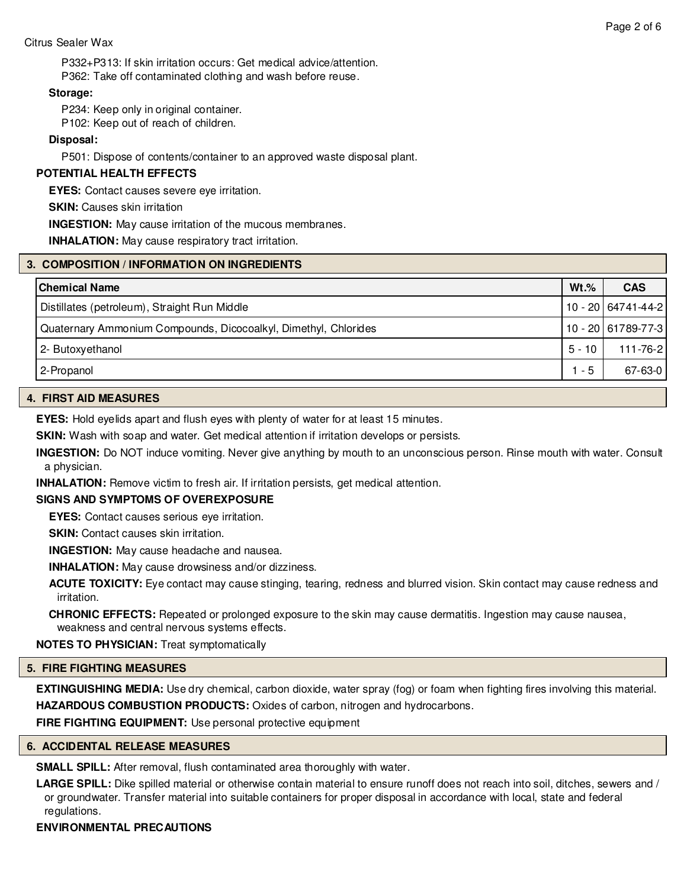P332+P313: If skin irritation occurs: Get medical advice/attention.

P362: Take off contaminated clothing and wash before reuse.

**Storage:**

P234: Keep only in original container.

P102: Keep out of reach of children.

**Disposal:**

P501: Dispose of contents/container to an approved waste disposal plant.

**POTENTIAL HEALTH EFFECTS**

**EYES:** Contact causes severe eye irritation.

**SKIN:** Causes skin irritation

**INGESTION:** May cause irritation of the mucous membranes.

**INHALATION:** May cause respiratory tract irritation.

## 3. COMPOSITION / INFORMATION ON INGREDIENTS

| Chemical Name | Wt.% | CAS |
|---|---|---|
| Distillates (petroleum), Straight Run Middle | 10 - 20 | 64741-44-2 |
| Quaternary Ammonium Compounds, Dicocoalkyl, Dimethyl, Chlorides | 10 - 20 | 61789-77-3 |
| 2- Butoxyethanol | 5 - 10 | 111-76-2 |
| 2-Propanol | 1 - 5 | 67-63-0 |

## 4. FIRST AID MEASURES

**EYES:** Hold eyelids apart and flush eyes with plenty of water for at least 15 minutes.

**SKIN:** Wash with soap and water. Get medical attention if irritation develops or persists.

**INGESTION:** Do NOT induce vomiting. Never give anything by mouth to an unconscious person. Rinse mouth with water. Consult a physician.

**INHALATION:** Remove victim to fresh air. If irritation persists, get medical attention.

**SIGNS AND SYMPTOMS OF OVEREXPOSURE**

**EYES:** Contact causes serious eye irritation.

**SKIN:** Contact causes skin irritation.

**INGESTION:** May cause headache and nausea.

**INHALATION:** May cause drowsiness and/or dizziness.

**ACUTE TOXICITY:** Eye contact may cause stinging, tearing, redness and blurred vision. Skin contact may cause redness and irritation.

**CHRONIC EFFECTS:** Repeated or prolonged exposure to the skin may cause dermatitis. Ingestion may cause nausea, weakness and central nervous systems effects.

**NOTES TO PHYSICIAN:** Treat symptomatically

## 5. FIRE FIGHTING MEASURES

**EXTINGUISHING MEDIA:** Use dry chemical, carbon dioxide, water spray (fog) or foam when fighting fires involving this material.

**HAZARDOUS COMBUSTION PRODUCTS:** Oxides of carbon, nitrogen and hydrocarbons.

**FIRE FIGHTING EQUIPMENT:** Use personal protective equipment

## 6. ACCIDENTAL RELEASE MEASURES

**SMALL SPILL:** After removal, flush contaminated area thoroughly with water.

**LARGE SPILL:** Dike spilled material or otherwise contain material to ensure runoff does not reach into soil, ditches, sewers and / or groundwater. Transfer material into suitable containers for proper disposal in accordance with local, state and federal regulations.

**ENVIRONMENTAL PRECAUTIONS**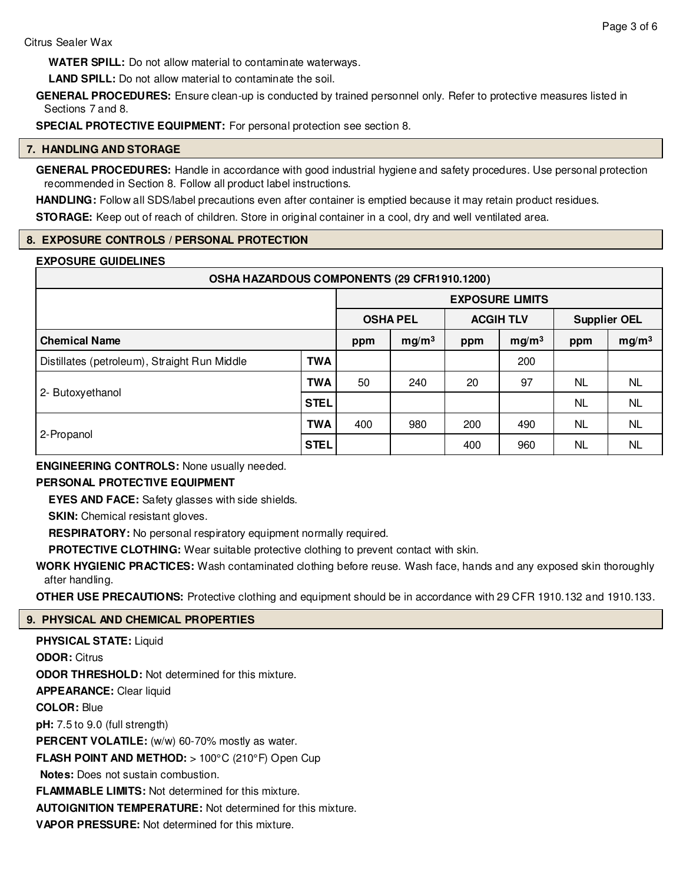**WATER SPILL:** Do not allow material to contaminate waterways.

**LAND SPILL:** Do not allow material to contaminate the soil.

**GENERAL PROCEDURES:** Ensure clean-up is conducted by trained personnel only. Refer to protective measures listed in Sections 7 and 8.

**SPECIAL PROTECTIVE EQUIPMENT:** For personal protection see section 8.

## 7. HANDLING AND STORAGE

**GENERAL PROCEDURES:** Handle in accordance with good industrial hygiene and safety procedures. Use personal protection recommended in Section 8. Follow all product label instructions.

**HANDLING:** Follow all SDS/label precautions even after container is emptied because it may retain product residues.

**STORAGE:** Keep out of reach of children. Store in original container in a cool, dry and well ventilated area.

## 8. EXPOSURE CONTROLS / PERSONAL PROTECTION

**EXPOSURE GUIDELINES**

| OSHA HAZARDOUS COMPONENTS (29 CFR1910.1200) | | | | | | | |
|---|---|---|---|---|---|---|---|
| | | EXPOSURE LIMITS | | | | | |
| | | OSHA PEL | | ACGIH TLV | | Supplier OEL | |
| **Chemical Name** | | **ppm** | **mg/m$^3$** | **ppm** | **mg/m$^3$** | **ppm** | **mg/m$^3$** |
| Distillates (petroleum), Straight Run Middle | **TWA** | | | | 200 | | |
| 2- Butoxyethanol | **TWA** | 50 | 240 | 20 | 97 | NL | NL |
| | **STEL** | | | | | NL | NL |
| 2-Propanol | **TWA** | 400 | 980 | 200 | 490 | NL | NL |
| | **STEL** | | | 400 | 960 | NL | NL |

**ENGINEERING CONTROLS:** None usually needed.

**PERSONAL PROTECTIVE EQUIPMENT**

**EYES AND FACE:** Safety glasses with side shields.

**SKIN:** Chemical resistant gloves.

**RESPIRATORY:** No personal respiratory equipment normally required.

**PROTECTIVE CLOTHING:** Wear suitable protective clothing to prevent contact with skin.

**WORK HYGIENIC PRACTICES:** Wash contaminated clothing before reuse. Wash face, hands and any exposed skin thoroughly after handling.

**OTHER USE PRECAUTIONS:** Protective clothing and equipment should be in accordance with 29 CFR 1910.132 and 1910.133.

## 9. PHYSICAL AND CHEMICAL PROPERTIES

**PHYSICAL STATE:** Liquid

**ODOR:** Citrus

**ODOR THRESHOLD:** Not determined for this mixture.

**APPEARANCE:** Clear liquid

**COLOR:** Blue

**pH:** 7.5 to 9.0 (full strength)

**PERCENT VOLATILE:** (w/w) 60-70% mostly as water.

**FLASH POINT AND METHOD:** > 100°C (210°F) Open Cup

**Notes:** Does not sustain combustion.

**FLAMMABLE LIMITS:** Not determined for this mixture.

**AUTOIGNITION TEMPERATURE:** Not determined for this mixture.

**VAPOR PRESSURE:** Not determined for this mixture.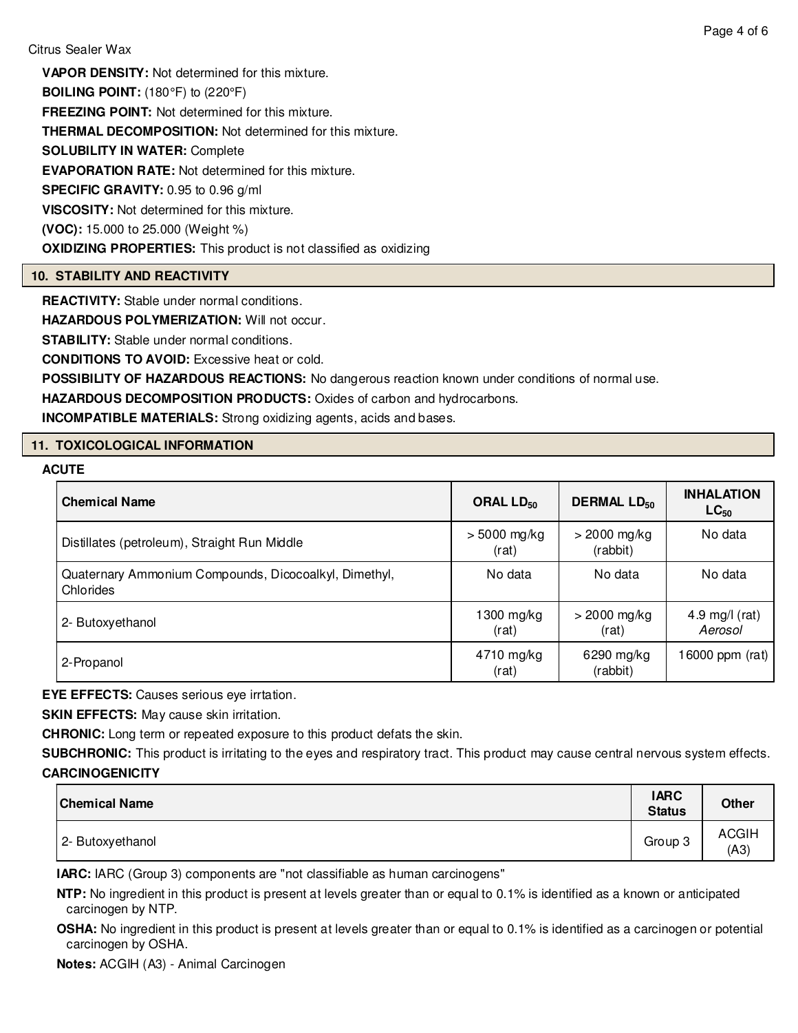**VAPOR DENSITY:** Not determined for this mixture.

**BOILING POINT:** (180°F) to (220°F)

**FREEZING POINT:** Not determined for this mixture.

**THERMAL DECOMPOSITION:** Not determined for this mixture.

**SOLUBILITY IN WATER:** Complete

**EVAPORATION RATE:** Not determined for this mixture.

**SPECIFIC GRAVITY:** 0.95 to 0.96 g/ml

**VISCOSITY:** Not determined for this mixture.

**(VOC):** 15.000 to 25.000 (Weight %)

**OXIDIZING PROPERTIES:** This product is not classified as oxidizing

## 10. STABILITY AND REACTIVITY

**REACTIVITY:** Stable under normal conditions.

**HAZARDOUS POLYMERIZATION:** Will not occur.

**STABILITY:** Stable under normal conditions.

**CONDITIONS TO AVOID:** Excessive heat or cold.

**POSSIBILITY OF HAZARDOUS REACTIONS:** No dangerous reaction known under conditions of normal use.

**HAZARDOUS DECOMPOSITION PRODUCTS:** Oxides of carbon and hydrocarbons.

**INCOMPATIBLE MATERIALS:** Strong oxidizing agents, acids and bases.

## 11. TOXICOLOGICAL INFORMATION

**ACUTE**

| Chemical Name | ORAL $LD_{50}$ | DERMAL $LD_{50}$ | INHALATION $LC_{50}$ |
|---|---|---|---|
| Distillates (petroleum), Straight Run Middle | > 5000 mg/kg (rat) | > 2000 mg/kg (rabbit) | No data |
| Quaternary Ammonium Compounds, Dicocoalkyl, Dimethyl, Chlorides | No data | No data | No data |
| 2- Butoxyethanol | 1300 mg/kg (rat) | > 2000 mg/kg (rat) | 4.9 mg/l (rat) *Aerosol* |
| 2-Propanol | 4710 mg/kg (rat) | 6290 mg/kg (rabbit) | 16000 ppm (rat) |

**EYE EFFECTS:** Causes serious eye irrtation.

**SKIN EFFECTS:** May cause skin irritation.

**CHRONIC:** Long term or repeated exposure to this product defats the skin.

**SUBCHRONIC:** This product is irritating to the eyes and respiratory tract. This product may cause central nervous system effects.

**CARCINOGENICITY**

| Chemical Name | IARC Status | Other |
|---|---|---|
| 2- Butoxyethanol | Group 3 | ACGIH (A3) |

**IARC:** IARC (Group 3) components are "not classifiable as human carcinogens"

**NTP:** No ingredient in this product is present at levels greater than or equal to 0.1% is identified as a known or anticipated carcinogen by NTP.

**OSHA:** No ingredient in this product is present at levels greater than or equal to 0.1% is identified as a carcinogen or potential carcinogen by OSHA.

**Notes:** ACGIH (A3) - Animal Carcinogen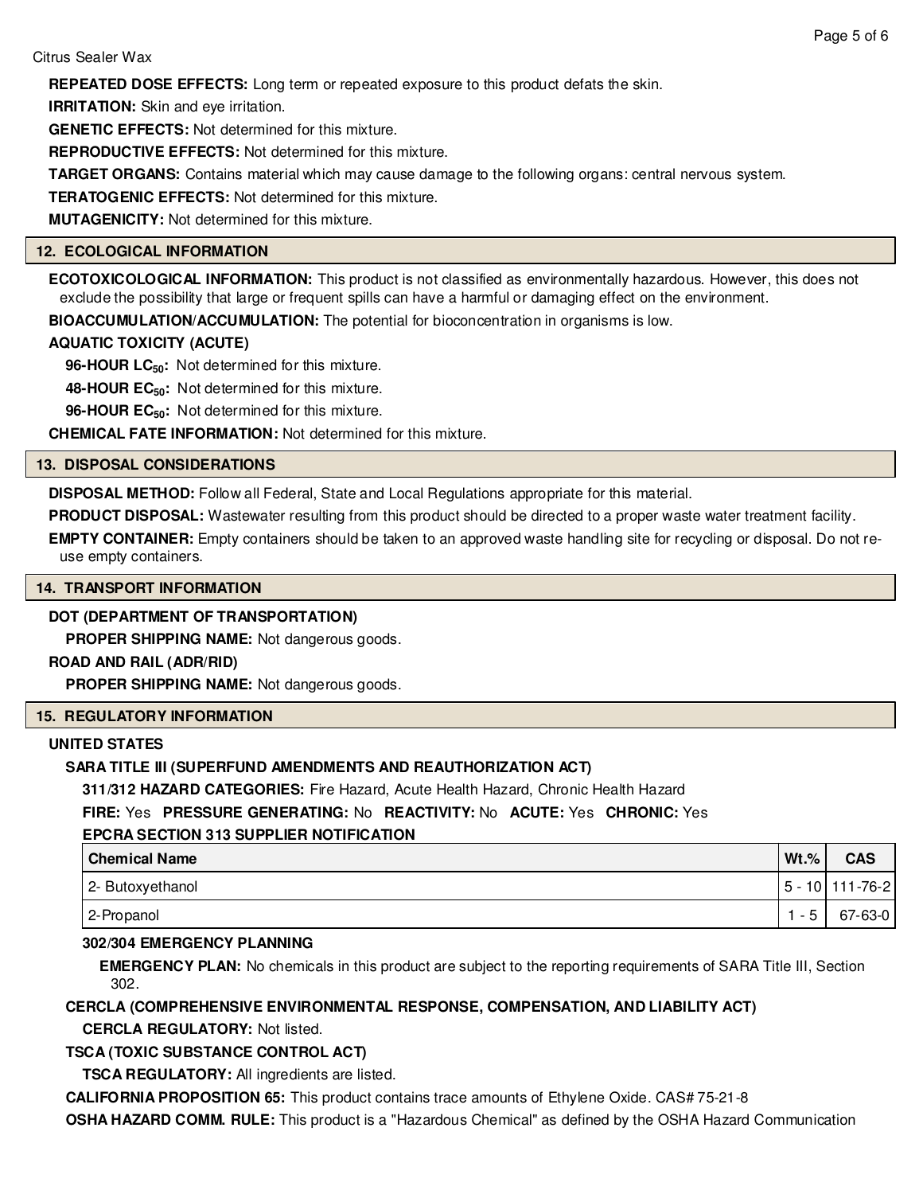**REPEATED DOSE EFFECTS:** Long term or repeated exposure to this product defats the skin.

**IRRITATION:** Skin and eye irritation.

**GENETIC EFFECTS:** Not determined for this mixture.

**REPRODUCTIVE EFFECTS:** Not determined for this mixture.

**TARGET ORGANS:** Contains material which may cause damage to the following organs: central nervous system.

**TERATOGENIC EFFECTS:** Not determined for this mixture.

**MUTAGENICITY:** Not determined for this mixture.

## 12. ECOLOGICAL INFORMATION

**ECOTOXICOLOGICAL INFORMATION:** This product is not classified as environmentally hazardous. However, this does not exclude the possibility that large or frequent spills can have a harmful or damaging effect on the environment.

**BIOACCUMULATION/ACCUMULATION:** The potential for bioconcentration in organisms is low.

**AQUATIC TOXICITY (ACUTE)**

**96-HOUR $LC_{50}$:** Not determined for this mixture.

**48-HOUR $EC_{50}$:** Not determined for this mixture.

**96-HOUR $EC_{50}$:** Not determined for this mixture.

**CHEMICAL FATE INFORMATION:** Not determined for this mixture.

## 13. DISPOSAL CONSIDERATIONS

**DISPOSAL METHOD:** Follow all Federal, State and Local Regulations appropriate for this material.

**PRODUCT DISPOSAL:** Wastewater resulting from this product should be directed to a proper waste water treatment facility.

**EMPTY CONTAINER:** Empty containers should be taken to an approved waste handling site for recycling or disposal. Do not re-use empty containers.

## 14. TRANSPORT INFORMATION

**DOT (DEPARTMENT OF TRANSPORTATION)**

**PROPER SHIPPING NAME:** Not dangerous goods.

**ROAD AND RAIL (ADR/RID)**

**PROPER SHIPPING NAME:** Not dangerous goods.

## 15. REGULATORY INFORMATION

**UNITED STATES**

**SARA TITLE III (SUPERFUND AMENDMENTS AND REAUTHORIZATION ACT)**

**311/312 HAZARD CATEGORIES:** Fire Hazard, Acute Health Hazard, Chronic Health Hazard

**FIRE:** Yes **PRESSURE GENERATING:** No **REACTIVITY:** No **ACUTE:** Yes **CHRONIC:** Yes

**EPCRA SECTION 313 SUPPLIER NOTIFICATION**

| Chemical Name | Wt.% | CAS |
|---|---|---|
| 2- Butoxyethanol | 5 - 10 | 111-76-2 |
| 2-Propanol | 1 - 5 | 67-63-0 |

**302/304 EMERGENCY PLANNING**

**EMERGENCY PLAN:** No chemicals in this product are subject to the reporting requirements of SARA Title III, Section 302.

**CERCLA (COMPREHENSIVE ENVIRONMENTAL RESPONSE, COMPENSATION, AND LIABILITY ACT)**

**CERCLA REGULATORY:** Not listed.

**TSCA (TOXIC SUBSTANCE CONTROL ACT)**

**TSCA REGULATORY:** All ingredients are listed.

**CALIFORNIA PROPOSITION 65:** This product contains trace amounts of Ethylene Oxide. CAS# 75-21-8

**OSHA HAZARD COMM. RULE:** This product is a "Hazardous Chemical" as defined by the OSHA Hazard Communication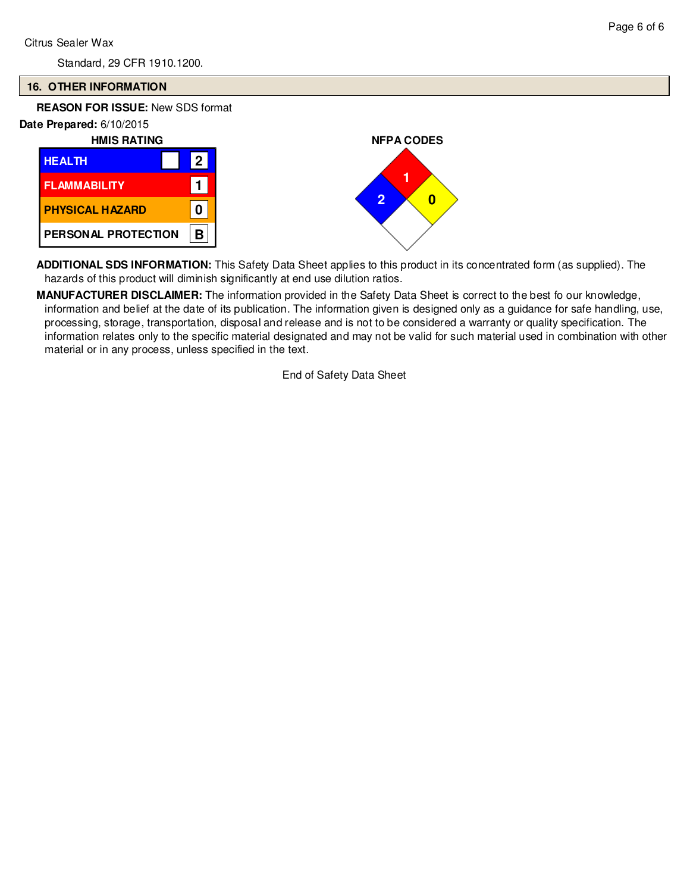Standard, 29 CFR 1910.1200.

## 16. OTHER INFORMATION

**REASON FOR ISSUE:** New SDS format

**Date Prepared:** 6/10/2015

**HMIS RATING**

| | |
|---|---|
| HEALTH | 2 |
| FLAMMABILITY | 1 |
| PHYSICAL HAZARD | 0 |
| PERSONAL PROTECTION | B |

**NFPA CODES**

1

2

0

**ADDITIONAL SDS INFORMATION:** This Safety Data Sheet applies to this product in its concentrated form (as supplied). The hazards of this product will diminish significantly at end use dilution ratios.

**MANUFACTURER DISCLAIMER:** The information provided in the Safety Data Sheet is correct to the best fo our knowledge, information and belief at the date of its publication. The information given is designed only as a guidance for safe handling, use, processing, storage, transportation, disposal and release and is not to be considered a warranty or quality specification. The information relates only to the specific material designated and may not be valid for such material used in combination with other material or in any process, unless specified in the text.

End of Safety Data Sheet